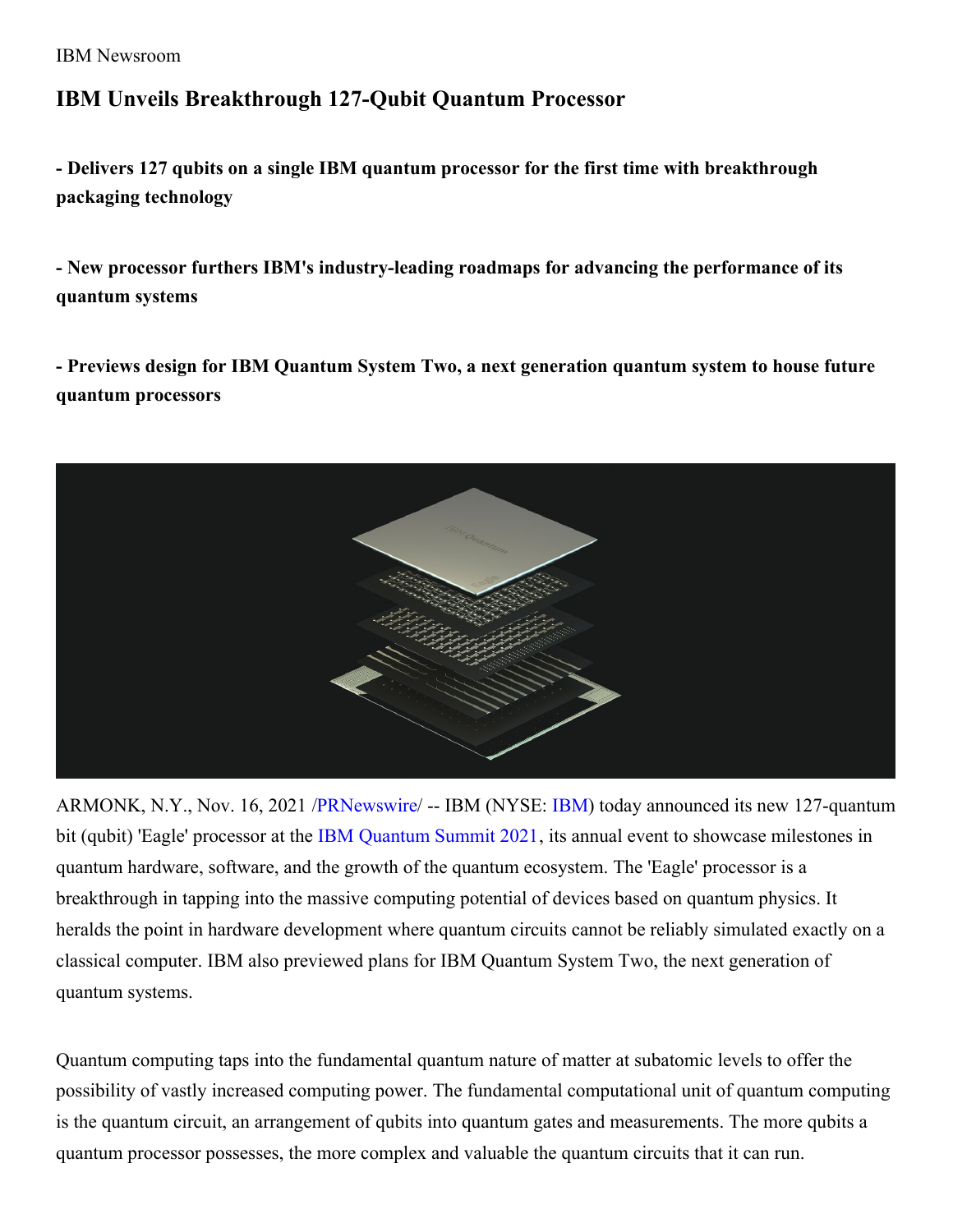IBM Newsroom

# IBM Unveils Breakthrough 127-Qubit Quantum Processor

**- Delivers 127 qubits on a single IBM quantum processor for the first time with breakthrough packaging technology**

**- New processor furthers IBM's industry-leading roadmaps for advancing the performance of its quantum systems**

**- Previews design for IBM Quantum System Two, a next generation quantum system to house future quantum processors**

ARMONK, N.Y., Nov. 16, 2021 /PRNewswire/ -- IBM (NYSE: IBM) today announced its new 127-quantum bit (qubit) 'Eagle' processor at the IBM Quantum Summit 2021, its annual event to showcase milestones in quantum hardware, software, and the growth of the quantum ecosystem. The 'Eagle' processor is a breakthrough in tapping into the massive computing potential of devices based on quantum physics. It heralds the point in hardware development where quantum circuits cannot be reliably simulated exactly on a classical computer. IBM also previewed plans for IBM Quantum System Two, the next generation of quantum systems.

Quantum computing taps into the fundamental quantum nature of matter at subatomic levels to offer the possibility of vastly increased computing power. The fundamental computational unit of quantum computing is the quantum circuit, an arrangement of qubits into quantum gates and measurements. The more qubits a quantum processor possesses, the more complex and valuable the quantum circuits that it can run.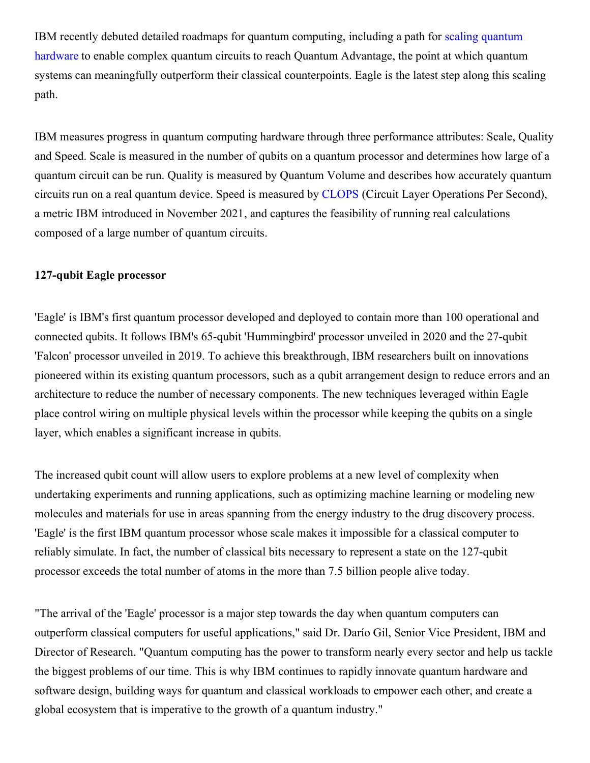IBM recently debuted detailed roadmaps for quantum computing, including a path for scaling quantum hardware to enable complex quantum circuits to reach Quantum Advantage, the point at which quantum systems can meaningfully outperform their classical counterpoints. Eagle is the latest step along this scaling path.

IBM measures progress in quantum computing hardware through three performance attributes: Scale, Quality and Speed. Scale is measured in the number of qubits on a quantum processor and determines how large of a quantum circuit can be run. Quality is measured by Quantum Volume and describes how accurately quantum circuits run on a real quantum device. Speed is measured by CLOPS (Circuit Layer Operations Per Second), a metric IBM introduced in November 2021, and captures the feasibility of running real calculations composed of a large number of quantum circuits.

**127-qubit Eagle processor**

'Eagle' is IBM's first quantum processor developed and deployed to contain more than 100 operational and connected qubits. It follows IBM's 65-qubit 'Hummingbird' processor unveiled in 2020 and the 27-qubit 'Falcon' processor unveiled in 2019. To achieve this breakthrough, IBM researchers built on innovations pioneered within its existing quantum processors, such as a qubit arrangement design to reduce errors and an architecture to reduce the number of necessary components. The new techniques leveraged within Eagle place control wiring on multiple physical levels within the processor while keeping the qubits on a single layer, which enables a significant increase in qubits.

The increased qubit count will allow users to explore problems at a new level of complexity when undertaking experiments and running applications, such as optimizing machine learning or modeling new molecules and materials for use in areas spanning from the energy industry to the drug discovery process. 'Eagle' is the first IBM quantum processor whose scale makes it impossible for a classical computer to reliably simulate. In fact, the number of classical bits necessary to represent a state on the 127-qubit processor exceeds the total number of atoms in the more than 7.5 billion people alive today.

"The arrival of the 'Eagle' processor is a major step towards the day when quantum computers can outperform classical computers for useful applications," said Dr. Darío Gil, Senior Vice President, IBM and Director of Research. "Quantum computing has the power to transform nearly every sector and help us tackle the biggest problems of our time. This is why IBM continues to rapidly innovate quantum hardware and software design, building ways for quantum and classical workloads to empower each other, and create a global ecosystem that is imperative to the growth of a quantum industry."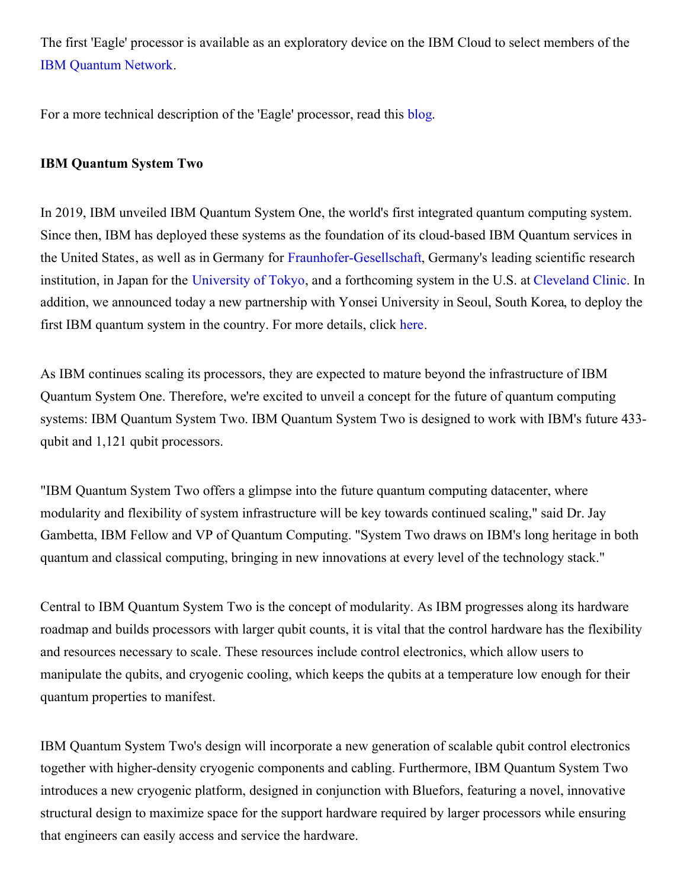The first 'Eagle' processor is available as an exploratory device on the IBM Cloud to select members of the IBM Quantum Network.

For a more technical description of the 'Eagle' processor, read this blog.

**IBM Quantum System Two**

In 2019, IBM unveiled IBM Quantum System One, the world's first integrated quantum computing system. Since then, IBM has deployed these systems as the foundation of its cloud-based IBM Quantum services in the United States, as well as in Germany for Fraunhofer-Gesellschaft, Germany's leading scientific research institution, in Japan for the University of Tokyo, and a forthcoming system in the U.S. at Cleveland Clinic. In addition, we announced today a new partnership with Yonsei University in Seoul, South Korea, to deploy the first IBM quantum system in the country. For more details, click here.

As IBM continues scaling its processors, they are expected to mature beyond the infrastructure of IBM Quantum System One. Therefore, we're excited to unveil a concept for the future of quantum computing systems: IBM Quantum System Two. IBM Quantum System Two is designed to work with IBM's future 433-qubit and 1,121 qubit processors.

"IBM Quantum System Two offers a glimpse into the future quantum computing datacenter, where modularity and flexibility of system infrastructure will be key towards continued scaling," said Dr. Jay Gambetta, IBM Fellow and VP of Quantum Computing. "System Two draws on IBM's long heritage in both quantum and classical computing, bringing in new innovations at every level of the technology stack."

Central to IBM Quantum System Two is the concept of modularity. As IBM progresses along its hardware roadmap and builds processors with larger qubit counts, it is vital that the control hardware has the flexibility and resources necessary to scale. These resources include control electronics, which allow users to manipulate the qubits, and cryogenic cooling, which keeps the qubits at a temperature low enough for their quantum properties to manifest.

IBM Quantum System Two's design will incorporate a new generation of scalable qubit control electronics together with higher-density cryogenic components and cabling. Furthermore, IBM Quantum System Two introduces a new cryogenic platform, designed in conjunction with Bluefors, featuring a novel, innovative structural design to maximize space for the support hardware required by larger processors while ensuring that engineers can easily access and service the hardware.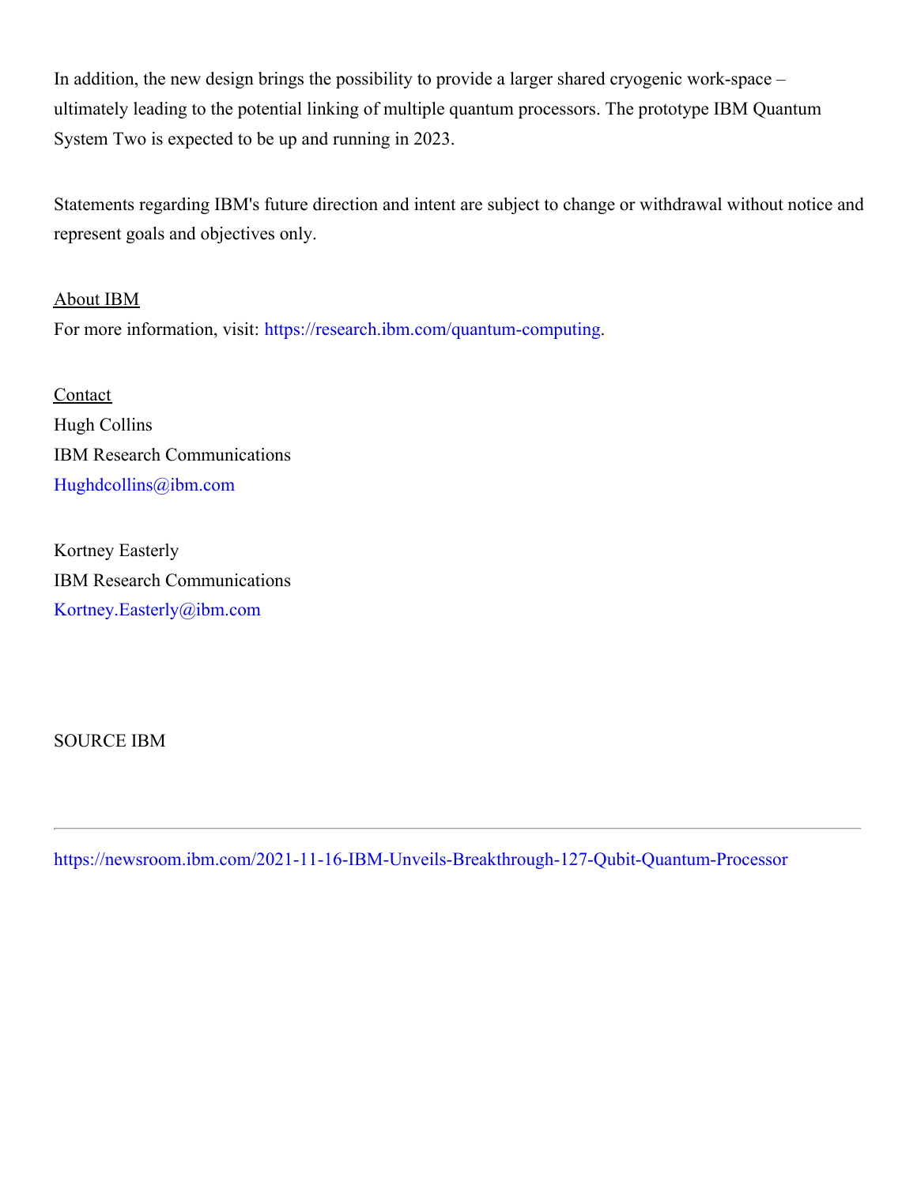In addition, the new design brings the possibility to provide a larger shared cryogenic work-space – ultimately leading to the potential linking of multiple quantum processors. The prototype IBM Quantum System Two is expected to be up and running in 2023.

Statements regarding IBM's future direction and intent are subject to change or withdrawal without notice and represent goals and objectives only.

About IBM

For more information, visit: https://research.ibm.com/quantum-computing.

Contact

Hugh Collins
IBM Research Communications
Hughdcollins@ibm.com

Kortney Easterly
IBM Research Communications
Kortney.Easterly@ibm.com

SOURCE IBM

---

https://newsroom.ibm.com/2021-11-16-IBM-Unveils-Breakthrough-127-Qubit-Quantum-Processor